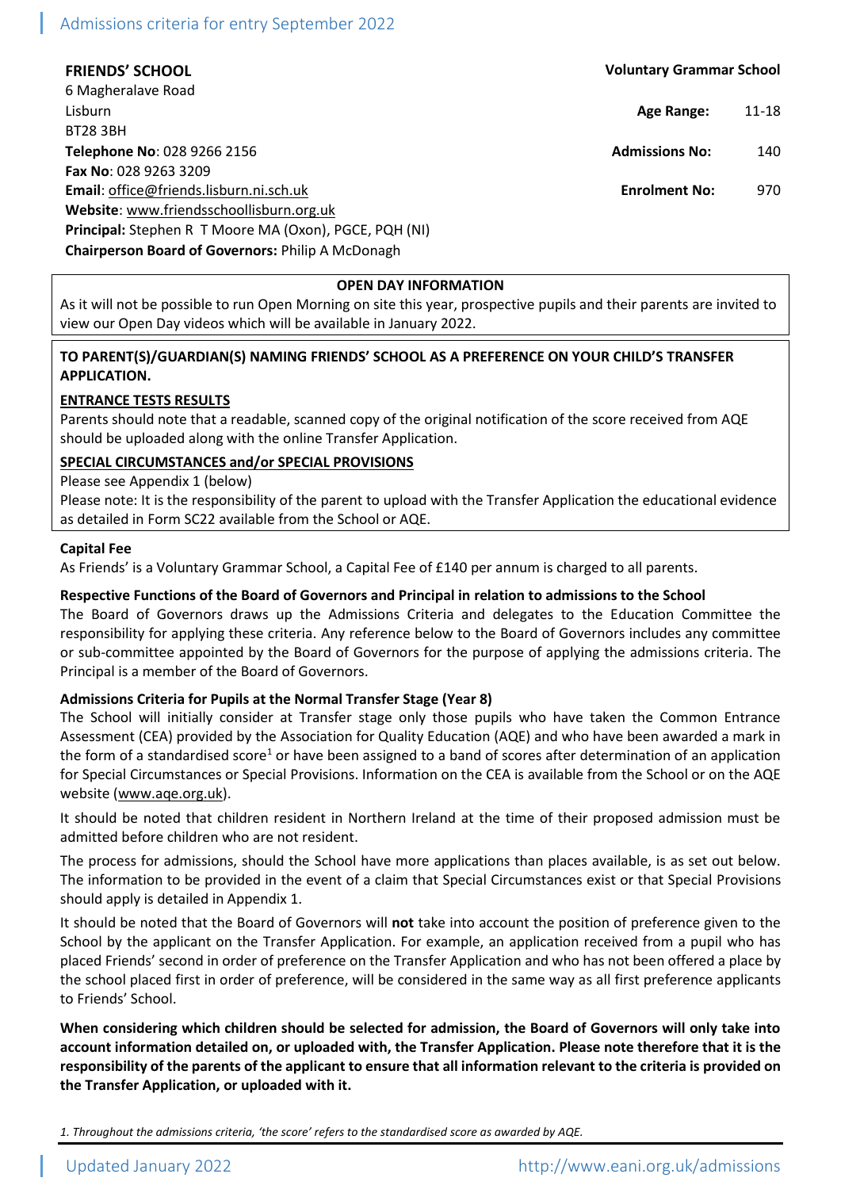Admissions criteria for entry September 2022

**FRIENDS' SCHOOL** — **Voluntary Grammar School**

6 Magheralave Road
Lisburn
BT28 3BH
**Telephone No**: 028 9266 2156
**Fax No**: 028 9263 3209
**Email**: office@friends.lisburn.ni.sch.uk
**Website**: www.friendsschoollisburn.org.uk
**Principal:** Stephen R T Moore MA (Oxon), PGCE, PQH (NI)
**Chairperson Board of Governors:** Philip A McDonagh

**Age Range:** 11-18
**Admissions No:** 140
**Enrolment No:** 970

**OPEN DAY INFORMATION**

As it will not be possible to run Open Morning on site this year, prospective pupils and their parents are invited to view our Open Day videos which will be available in January 2022.

**TO PARENT(S)/GUARDIAN(S) NAMING FRIENDS' SCHOOL AS A PREFERENCE ON YOUR CHILD'S TRANSFER APPLICATION.**

**ENTRANCE TESTS RESULTS**

Parents should note that a readable, scanned copy of the original notification of the score received from AQE should be uploaded along with the online Transfer Application.

**SPECIAL CIRCUMSTANCES and/or SPECIAL PROVISIONS**

Please see Appendix 1 (below)
Please note: It is the responsibility of the parent to upload with the Transfer Application the educational evidence as detailed in Form SC22 available from the School or AQE.

**Capital Fee**

As Friends' is a Voluntary Grammar School, a Capital Fee of £140 per annum is charged to all parents.

**Respective Functions of the Board of Governors and Principal in relation to admissions to the School**

The Board of Governors draws up the Admissions Criteria and delegates to the Education Committee the responsibility for applying these criteria. Any reference below to the Board of Governors includes any committee or sub-committee appointed by the Board of Governors for the purpose of applying the admissions criteria. The Principal is a member of the Board of Governors.

**Admissions Criteria for Pupils at the Normal Transfer Stage (Year 8)**

The School will initially consider at Transfer stage only those pupils who have taken the Common Entrance Assessment (CEA) provided by the Association for Quality Education (AQE) and who have been awarded a mark in the form of a standardised score[1] or have been assigned to a band of scores after determination of an application for Special Circumstances or Special Provisions. Information on the CEA is available from the School or on the AQE website (www.aqe.org.uk).

It should be noted that children resident in Northern Ireland at the time of their proposed admission must be admitted before children who are not resident.

The process for admissions, should the School have more applications than places available, is as set out below. The information to be provided in the event of a claim that Special Circumstances exist or that Special Provisions should apply is detailed in Appendix 1.

It should be noted that the Board of Governors will **not** take into account the position of preference given to the School by the applicant on the Transfer Application. For example, an application received from a pupil who has placed Friends' second in order of preference on the Transfer Application and who has not been offered a place by the school placed first in order of preference, will be considered in the same way as all first preference applicants to Friends' School.

**When considering which children should be selected for admission, the Board of Governors will only take into account information detailed on, or uploaded with, the Transfer Application. Please note therefore that it is the responsibility of the parents of the applicant to ensure that all information relevant to the criteria is provided on the Transfer Application, or uploaded with it.**

*1. Throughout the admissions criteria, 'the score' refers to the standardised score as awarded by AQE.*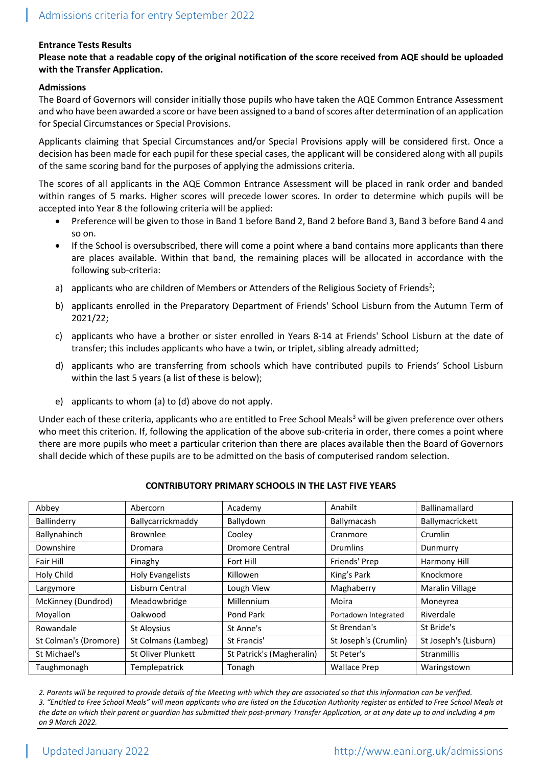**Entrance Tests Results**

**Please note that a readable copy of the original notification of the score received from AQE should be uploaded with the Transfer Application.**

**Admissions**

The Board of Governors will consider initially those pupils who have taken the AQE Common Entrance Assessment and who have been awarded a score or have been assigned to a band of scores after determination of an application for Special Circumstances or Special Provisions.

Applicants claiming that Special Circumstances and/or Special Provisions apply will be considered first. Once a decision has been made for each pupil for these special cases, the applicant will be considered along with all pupils of the same scoring band for the purposes of applying the admissions criteria.

The scores of all applicants in the AQE Common Entrance Assessment will be placed in rank order and banded within ranges of 5 marks. Higher scores will precede lower scores. In order to determine which pupils will be accepted into Year 8 the following criteria will be applied:

- Preference will be given to those in Band 1 before Band 2, Band 2 before Band 3, Band 3 before Band 4 and so on.
- If the School is oversubscribed, there will come a point where a band contains more applicants than there are places available. Within that band, the remaining places will be allocated in accordance with the following sub-criteria:

a) applicants who are children of Members or Attenders of the Religious Society of Friends[2];

b) applicants enrolled in the Preparatory Department of Friends' School Lisburn from the Autumn Term of 2021/22;

c) applicants who have a brother or sister enrolled in Years 8-14 at Friends' School Lisburn at the date of transfer; this includes applicants who have a twin, or triplet, sibling already admitted;

d) applicants who are transferring from schools which have contributed pupils to Friends' School Lisburn within the last 5 years (a list of these is below);

e) applicants to whom (a) to (d) above do not apply.

Under each of these criteria, applicants who are entitled to Free School Meals[3] will be given preference over others who meet this criterion. If, following the application of the above sub-criteria in order, there comes a point where there are more pupils who meet a particular criterion than there are places available then the Board of Governors shall decide which of these pupils are to be admitted on the basis of computerised random selection.

**CONTRIBUTORY PRIMARY SCHOOLS IN THE LAST FIVE YEARS**

| | | | | |
|---|---|---|---|---|
| Abbey | Abercorn | Academy | Anahilt | Ballinamallard |
| Ballinderry | Ballycarrickmaddy | Ballydown | Ballymacash | Ballymacrickett |
| Ballynahinch | Brownlee | Cooley | Cranmore | Crumlin |
| Downshire | Dromara | Dromore Central | Drumlins | Dunmurry |
| Fair Hill | Finaghy | Fort Hill | Friends' Prep | Harmony Hill |
| Holy Child | Holy Evangelists | Killowen | King's Park | Knockmore |
| Largymore | Lisburn Central | Lough View | Maghaberry | Maralin Village |
| McKinney (Dundrod) | Meadowbridge | Millennium | Moira | Moneyrea |
| Moyallon | Oakwood | Pond Park | Portadown Integrated | Riverdale |
| Rowandale | St Aloysius | St Anne's | St Brendan's | St Bride's |
| St Colman's (Dromore) | St Colmans (Lambeg) | St Francis' | St Joseph's (Crumlin) | St Joseph's (Lisburn) |
| St Michael's | St Oliver Plunkett | St Patrick's (Magheralin) | St Peter's | Stranmillis |
| Taughmonagh | Templepatrick | Tonagh | Wallace Prep | Waringstown |

*2. Parents will be required to provide details of the Meeting with which they are associated so that this information can be verified.*

*3. "Entitled to Free School Meals" will mean applicants who are listed on the Education Authority register as entitled to Free School Meals at the date on which their parent or guardian has submitted their post-primary Transfer Application, or at any date up to and including 4 pm on 9 March 2022.*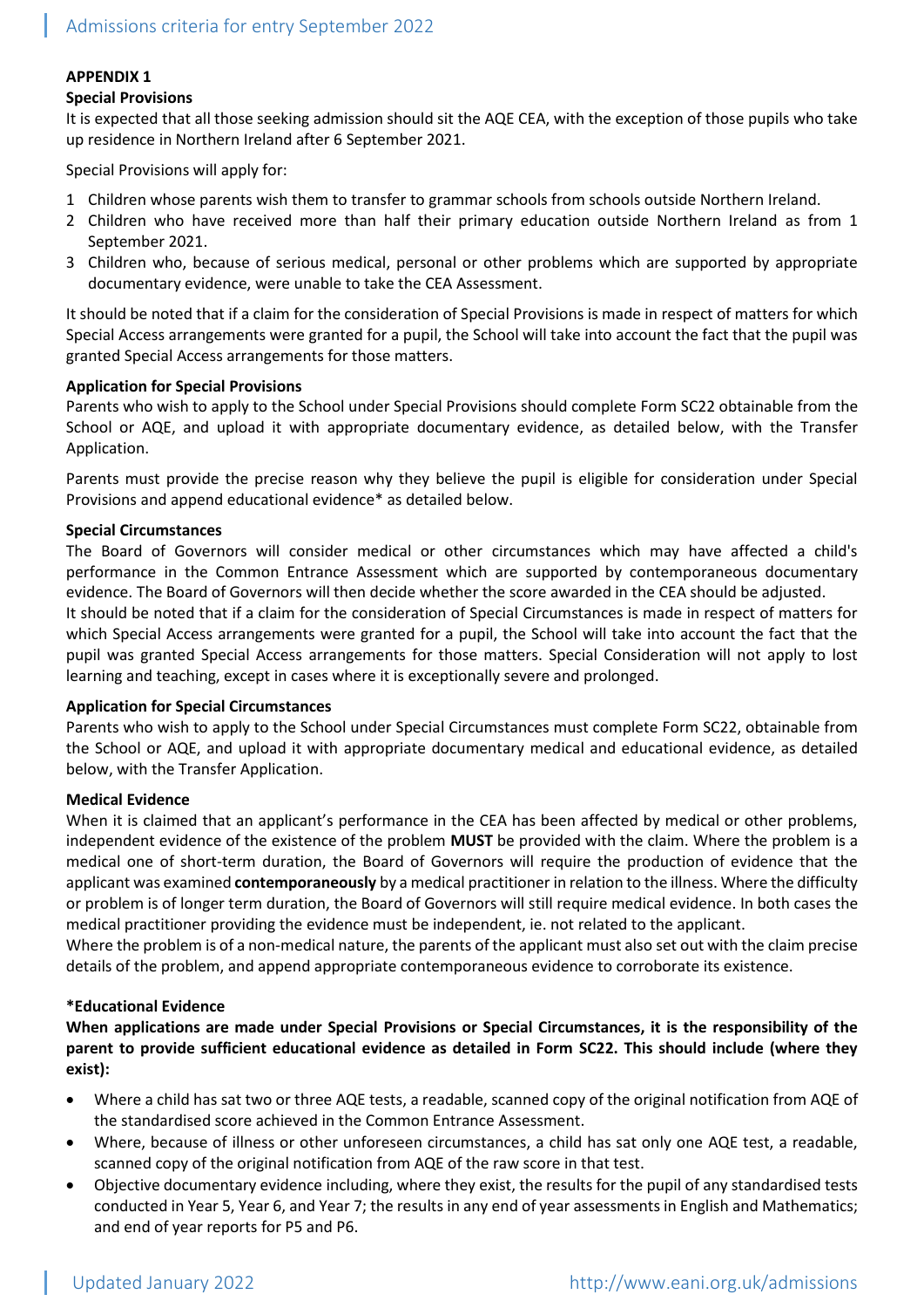## APPENDIX 1

### Special Provisions

It is expected that all those seeking admission should sit the AQE CEA, with the exception of those pupils who take up residence in Northern Ireland after 6 September 2021.

Special Provisions will apply for:

1. Children whose parents wish them to transfer to grammar schools from schools outside Northern Ireland.
2. Children who have received more than half their primary education outside Northern Ireland as from 1 September 2021.
3. Children who, because of serious medical, personal or other problems which are supported by appropriate documentary evidence, were unable to take the CEA Assessment.

It should be noted that if a claim for the consideration of Special Provisions is made in respect of matters for which Special Access arrangements were granted for a pupil, the School will take into account the fact that the pupil was granted Special Access arrangements for those matters.

### Application for Special Provisions

Parents who wish to apply to the School under Special Provisions should complete Form SC22 obtainable from the School or AQE, and upload it with appropriate documentary evidence, as detailed below, with the Transfer Application.

Parents must provide the precise reason why they believe the pupil is eligible for consideration under Special Provisions and append educational evidence* as detailed below.

### Special Circumstances

The Board of Governors will consider medical or other circumstances which may have affected a child's performance in the Common Entrance Assessment which are supported by contemporaneous documentary evidence. The Board of Governors will then decide whether the score awarded in the CEA should be adjusted.
It should be noted that if a claim for the consideration of Special Circumstances is made in respect of matters for which Special Access arrangements were granted for a pupil, the School will take into account the fact that the pupil was granted Special Access arrangements for those matters. Special Consideration will not apply to lost learning and teaching, except in cases where it is exceptionally severe and prolonged.

### Application for Special Circumstances

Parents who wish to apply to the School under Special Circumstances must complete Form SC22, obtainable from the School or AQE, and upload it with appropriate documentary medical and educational evidence, as detailed below, with the Transfer Application.

### Medical Evidence

When it is claimed that an applicant's performance in the CEA has been affected by medical or other problems, independent evidence of the existence of the problem **MUST** be provided with the claim. Where the problem is a medical one of short-term duration, the Board of Governors will require the production of evidence that the applicant was examined **contemporaneously** by a medical practitioner in relation to the illness. Where the difficulty or problem is of longer term duration, the Board of Governors will still require medical evidence. In both cases the medical practitioner providing the evidence must be independent, ie. not related to the applicant.
Where the problem is of a non-medical nature, the parents of the applicant must also set out with the claim precise details of the problem, and append appropriate contemporaneous evidence to corroborate its existence.

### *Educational Evidence

**When applications are made under Special Provisions or Special Circumstances, it is the responsibility of the parent to provide sufficient educational evidence as detailed in Form SC22. This should include (where they exist):**

- Where a child has sat two or three AQE tests, a readable, scanned copy of the original notification from AQE of the standardised score achieved in the Common Entrance Assessment.
- Where, because of illness or other unforeseen circumstances, a child has sat only one AQE test, a readable, scanned copy of the original notification from AQE of the raw score in that test.
- Objective documentary evidence including, where they exist, the results for the pupil of any standardised tests conducted in Year 5, Year 6, and Year 7; the results in any end of year assessments in English and Mathematics; and end of year reports for P5 and P6.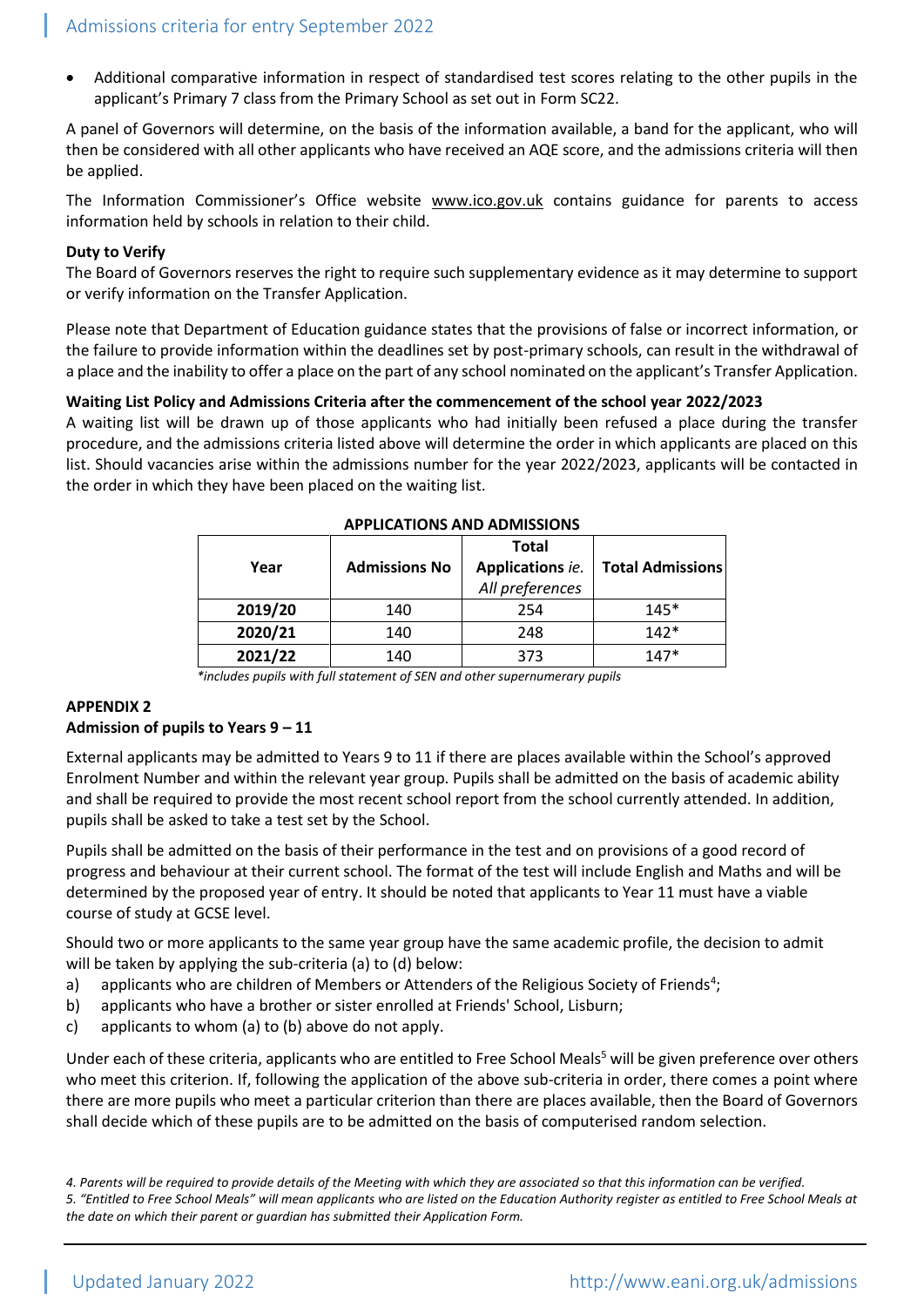- Additional comparative information in respect of standardised test scores relating to the other pupils in the applicant's Primary 7 class from the Primary School as set out in Form SC22.

A panel of Governors will determine, on the basis of the information available, a band for the applicant, who will then be considered with all other applicants who have received an AQE score, and the admissions criteria will then be applied.

The Information Commissioner's Office website www.ico.gov.uk contains guidance for parents to access information held by schools in relation to their child.

**Duty to Verify**

The Board of Governors reserves the right to require such supplementary evidence as it may determine to support or verify information on the Transfer Application.

Please note that Department of Education guidance states that the provisions of false or incorrect information, or the failure to provide information within the deadlines set by post-primary schools, can result in the withdrawal of a place and the inability to offer a place on the part of any school nominated on the applicant's Transfer Application.

**Waiting List Policy and Admissions Criteria after the commencement of the school year 2022/2023**

A waiting list will be drawn up of those applicants who had initially been refused a place during the transfer procedure, and the admissions criteria listed above will determine the order in which applicants are placed on this list. Should vacancies arise within the admissions number for the year 2022/2023, applicants will be contacted in the order in which they have been placed on the waiting list.

**APPLICATIONS AND ADMISSIONS**

| Year | Admissions No | Total Applications *ie. All preferences* | Total Admissions |
|---|---|---|---|
| **2019/20** | 140 | 254 | 145* |
| **2020/21** | 140 | 248 | 142* |
| **2021/22** | 140 | 373 | 147* |

*\*includes pupils with full statement of SEN and other supernumerary pupils*

**APPENDIX 2**

**Admission of pupils to Years 9 – 11**

External applicants may be admitted to Years 9 to 11 if there are places available within the School's approved Enrolment Number and within the relevant year group. Pupils shall be admitted on the basis of academic ability and shall be required to provide the most recent school report from the school currently attended. In addition, pupils shall be asked to take a test set by the School.

Pupils shall be admitted on the basis of their performance in the test and on provisions of a good record of progress and behaviour at their current school. The format of the test will include English and Maths and will be determined by the proposed year of entry. It should be noted that applicants to Year 11 must have a viable course of study at GCSE level.

Should two or more applicants to the same year group have the same academic profile, the decision to admit will be taken by applying the sub-criteria (a) to (d) below:

a) applicants who are children of Members or Attenders of the Religious Society of Friends[4];
b) applicants who have a brother or sister enrolled at Friends' School, Lisburn;
c) applicants to whom (a) to (b) above do not apply.

Under each of these criteria, applicants who are entitled to Free School Meals[5] will be given preference over others who meet this criterion. If, following the application of the above sub-criteria in order, there comes a point where there are more pupils who meet a particular criterion than there are places available, then the Board of Governors shall decide which of these pupils are to be admitted on the basis of computerised random selection.

*4. Parents will be required to provide details of the Meeting with which they are associated so that this information can be verified.*

*5. "Entitled to Free School Meals" will mean applicants who are listed on the Education Authority register as entitled to Free School Meals at the date on which their parent or guardian has submitted their Application Form.*